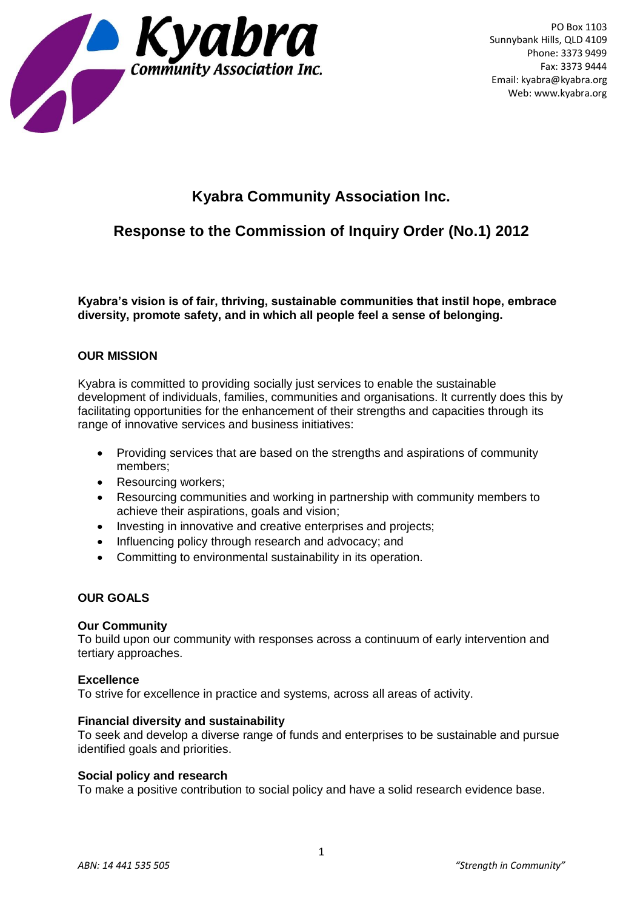**Kyabra Community Association Inc.**

PO Box 1103
Sunnybank Hills, QLD 4109
Phone: 3373 9499
Fax: 3373 9444
Email: kyabra@kyabra.org
Web: www.kyabra.org

# Kyabra Community Association Inc.

## Response to the Commission of Inquiry Order (No.1) 2012

**Kyabra's vision is of fair, thriving, sustainable communities that instil hope, embrace diversity, promote safety, and in which all people feel a sense of belonging.**

### OUR MISSION

Kyabra is committed to providing socially just services to enable the sustainable development of individuals, families, communities and organisations. It currently does this by facilitating opportunities for the enhancement of their strengths and capacities through its range of innovative services and business initiatives:

- Providing services that are based on the strengths and aspirations of community members;
- Resourcing workers;
- Resourcing communities and working in partnership with community members to achieve their aspirations, goals and vision;
- Investing in innovative and creative enterprises and projects;
- Influencing policy through research and advocacy; and
- Committing to environmental sustainability in its operation.

### OUR GOALS

**Our Community**
To build upon our community with responses across a continuum of early intervention and tertiary approaches.

**Excellence**
To strive for excellence in practice and systems, across all areas of activity.

**Financial diversity and sustainability**
To seek and develop a diverse range of funds and enterprises to be sustainable and pursue identified goals and priorities.

**Social policy and research**
To make a positive contribution to social policy and have a solid research evidence base.

*ABN: 14 441 535 505* *"Strength in Community"*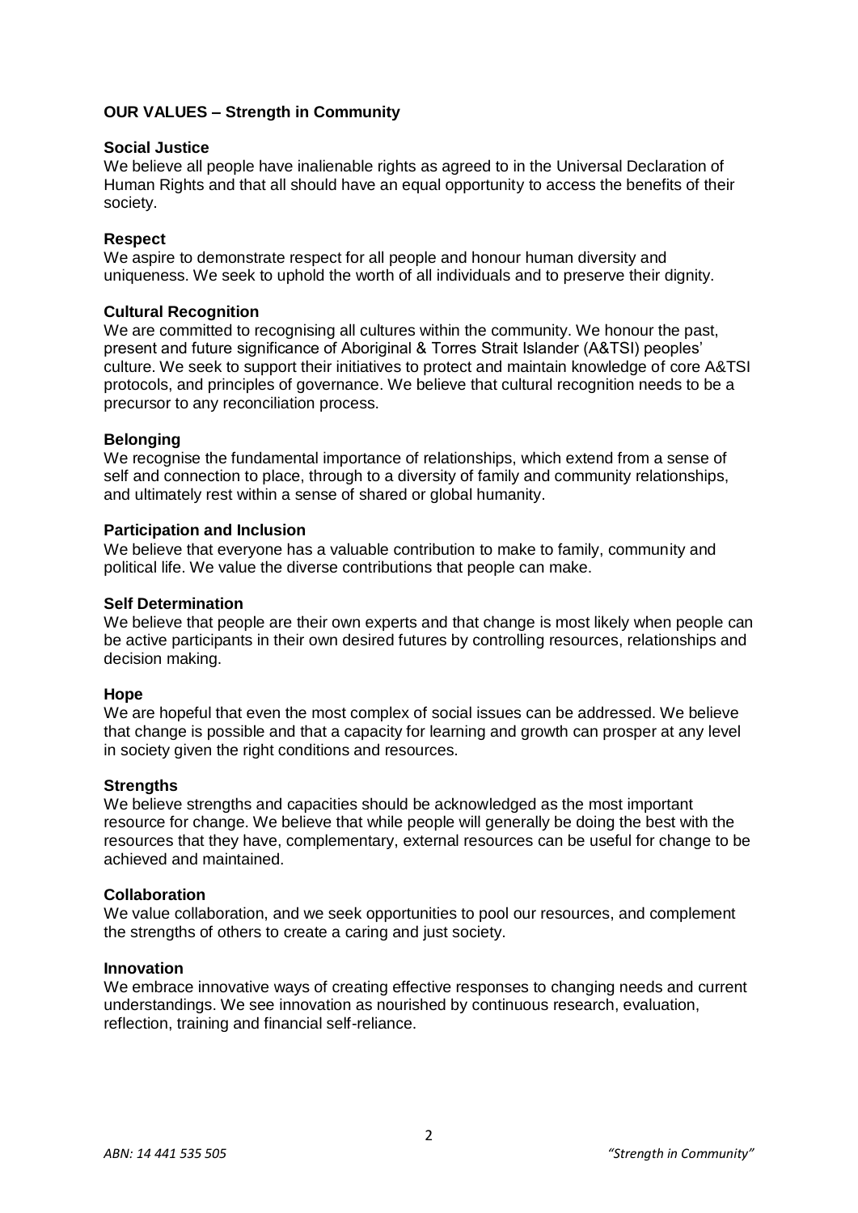## OUR VALUES – Strength in Community

### Social Justice

We believe all people have inalienable rights as agreed to in the Universal Declaration of Human Rights and that all should have an equal opportunity to access the benefits of their society.

### Respect

We aspire to demonstrate respect for all people and honour human diversity and uniqueness. We seek to uphold the worth of all individuals and to preserve their dignity.

### Cultural Recognition

We are committed to recognising all cultures within the community. We honour the past, present and future significance of Aboriginal & Torres Strait Islander (A&TSI) peoples' culture. We seek to support their initiatives to protect and maintain knowledge of core A&TSI protocols, and principles of governance. We believe that cultural recognition needs to be a precursor to any reconciliation process.

### Belonging

We recognise the fundamental importance of relationships, which extend from a sense of self and connection to place, through to a diversity of family and community relationships, and ultimately rest within a sense of shared or global humanity.

### Participation and Inclusion

We believe that everyone has a valuable contribution to make to family, community and political life. We value the diverse contributions that people can make.

### Self Determination

We believe that people are their own experts and that change is most likely when people can be active participants in their own desired futures by controlling resources, relationships and decision making.

### Hope

We are hopeful that even the most complex of social issues can be addressed. We believe that change is possible and that a capacity for learning and growth can prosper at any level in society given the right conditions and resources.

### Strengths

We believe strengths and capacities should be acknowledged as the most important resource for change. We believe that while people will generally be doing the best with the resources that they have, complementary, external resources can be useful for change to be achieved and maintained.

### Collaboration

We value collaboration, and we seek opportunities to pool our resources, and complement the strengths of others to create a caring and just society.

### Innovation

We embrace innovative ways of creating effective responses to changing needs and current understandings. We see innovation as nourished by continuous research, evaluation, reflection, training and financial self-reliance.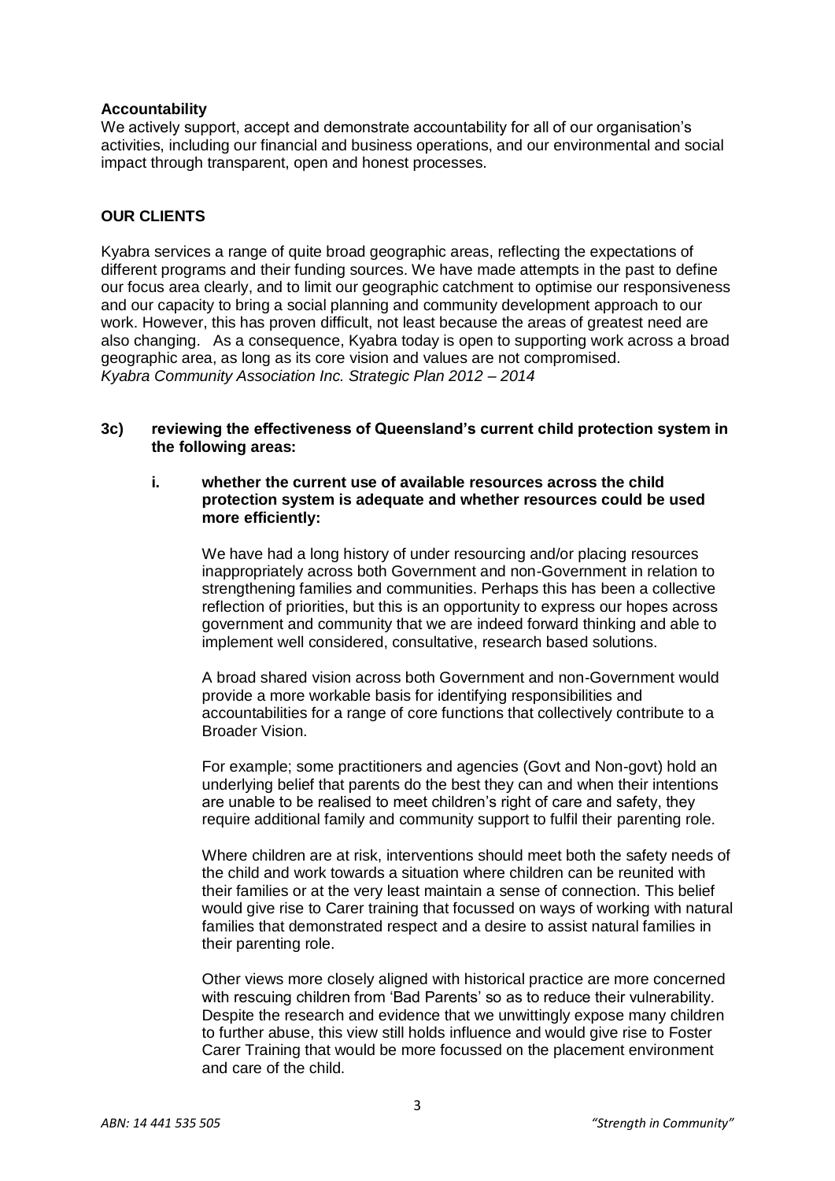**Accountability**

We actively support, accept and demonstrate accountability for all of our organisation's activities, including our financial and business operations, and our environmental and social impact through transparent, open and honest processes.

## OUR CLIENTS

Kyabra services a range of quite broad geographic areas, reflecting the expectations of different programs and their funding sources. We have made attempts in the past to define our focus area clearly, and to limit our geographic catchment to optimise our responsiveness and our capacity to bring a social planning and community development approach to our work. However, this has proven difficult, not least because the areas of greatest need are also changing. As a consequence, Kyabra today is open to supporting work across a broad geographic area, as long as its core vision and values are not compromised.
*Kyabra Community Association Inc. Strategic Plan 2012 – 2014*

### 3c) reviewing the effectiveness of Queensland's current child protection system in the following areas:

**i. whether the current use of available resources across the child protection system is adequate and whether resources could be used more efficiently:**

We have had a long history of under resourcing and/or placing resources inappropriately across both Government and non-Government in relation to strengthening families and communities. Perhaps this has been a collective reflection of priorities, but this is an opportunity to express our hopes across government and community that we are indeed forward thinking and able to implement well considered, consultative, research based solutions.

A broad shared vision across both Government and non-Government would provide a more workable basis for identifying responsibilities and accountabilities for a range of core functions that collectively contribute to a Broader Vision.

For example; some practitioners and agencies (Govt and Non-govt) hold an underlying belief that parents do the best they can and when their intentions are unable to be realised to meet children's right of care and safety, they require additional family and community support to fulfil their parenting role.

Where children are at risk, interventions should meet both the safety needs of the child and work towards a situation where children can be reunited with their families or at the very least maintain a sense of connection. This belief would give rise to Carer training that focussed on ways of working with natural families that demonstrated respect and a desire to assist natural families in their parenting role.

Other views more closely aligned with historical practice are more concerned with rescuing children from 'Bad Parents' so as to reduce their vulnerability. Despite the research and evidence that we unwittingly expose many children to further abuse, this view still holds influence and would give rise to Foster Carer Training that would be more focussed on the placement environment and care of the child.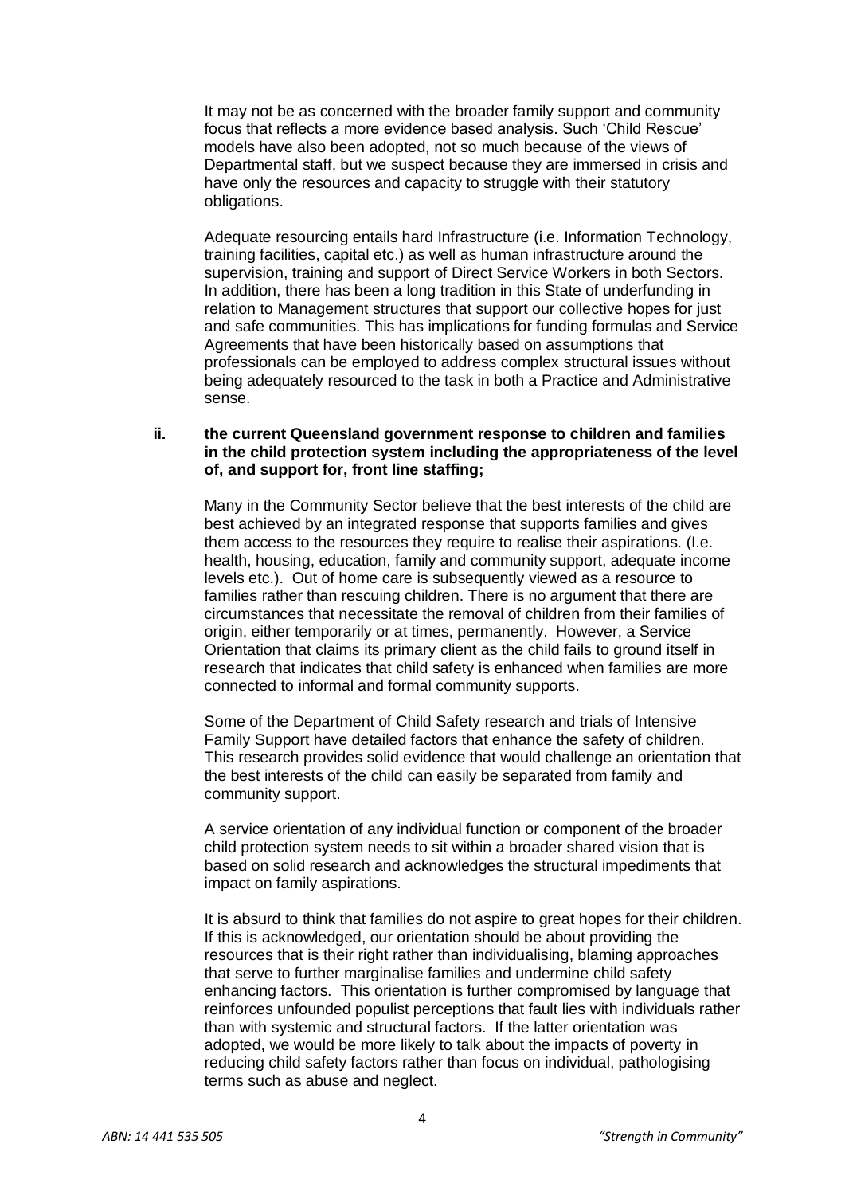It may not be as concerned with the broader family support and community focus that reflects a more evidence based analysis. Such 'Child Rescue' models have also been adopted, not so much because of the views of Departmental staff, but we suspect because they are immersed in crisis and have only the resources and capacity to struggle with their statutory obligations.

Adequate resourcing entails hard Infrastructure (i.e. Information Technology, training facilities, capital etc.) as well as human infrastructure around the supervision, training and support of Direct Service Workers in both Sectors. In addition, there has been a long tradition in this State of underfunding in relation to Management structures that support our collective hopes for just and safe communities. This has implications for funding formulas and Service Agreements that have been historically based on assumptions that professionals can be employed to address complex structural issues without being adequately resourced to the task in both a Practice and Administrative sense.

**ii. the current Queensland government response to children and families in the child protection system including the appropriateness of the level of, and support for, front line staffing;**

Many in the Community Sector believe that the best interests of the child are best achieved by an integrated response that supports families and gives them access to the resources they require to realise their aspirations. (I.e. health, housing, education, family and community support, adequate income levels etc.). Out of home care is subsequently viewed as a resource to families rather than rescuing children. There is no argument that there are circumstances that necessitate the removal of children from their families of origin, either temporarily or at times, permanently. However, a Service Orientation that claims its primary client as the child fails to ground itself in research that indicates that child safety is enhanced when families are more connected to informal and formal community supports.

Some of the Department of Child Safety research and trials of Intensive Family Support have detailed factors that enhance the safety of children. This research provides solid evidence that would challenge an orientation that the best interests of the child can easily be separated from family and community support.

A service orientation of any individual function or component of the broader child protection system needs to sit within a broader shared vision that is based on solid research and acknowledges the structural impediments that impact on family aspirations.

It is absurd to think that families do not aspire to great hopes for their children. If this is acknowledged, our orientation should be about providing the resources that is their right rather than individualising, blaming approaches that serve to further marginalise families and undermine child safety enhancing factors. This orientation is further compromised by language that reinforces unfounded populist perceptions that fault lies with individuals rather than with systemic and structural factors. If the latter orientation was adopted, we would be more likely to talk about the impacts of poverty in reducing child safety factors rather than focus on individual, pathologising terms such as abuse and neglect.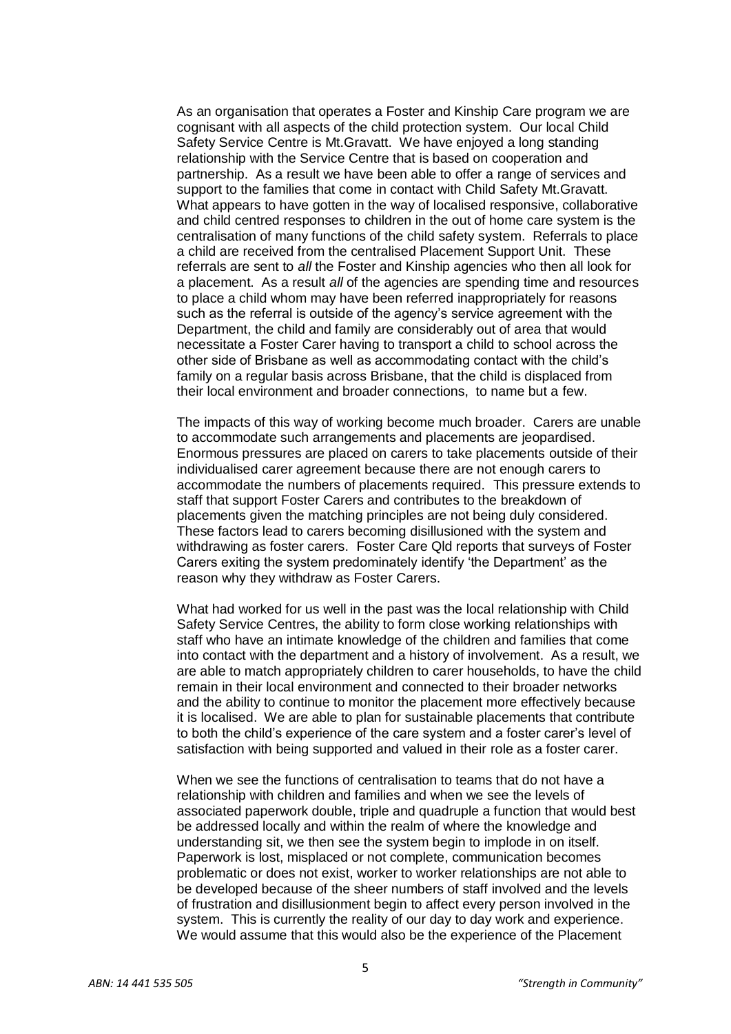As an organisation that operates a Foster and Kinship Care program we are cognisant with all aspects of the child protection system. Our local Child Safety Service Centre is Mt.Gravatt. We have enjoyed a long standing relationship with the Service Centre that is based on cooperation and partnership. As a result we have been able to offer a range of services and support to the families that come in contact with Child Safety Mt.Gravatt. What appears to have gotten in the way of localised responsive, collaborative and child centred responses to children in the out of home care system is the centralisation of many functions of the child safety system. Referrals to place a child are received from the centralised Placement Support Unit. These referrals are sent to *all* the Foster and Kinship agencies who then all look for a placement. As a result *all* of the agencies are spending time and resources to place a child whom may have been referred inappropriately for reasons such as the referral is outside of the agency's service agreement with the Department, the child and family are considerably out of area that would necessitate a Foster Carer having to transport a child to school across the other side of Brisbane as well as accommodating contact with the child's family on a regular basis across Brisbane, that the child is displaced from their local environment and broader connections, to name but a few.

The impacts of this way of working become much broader. Carers are unable to accommodate such arrangements and placements are jeopardised. Enormous pressures are placed on carers to take placements outside of their individualised carer agreement because there are not enough carers to accommodate the numbers of placements required. This pressure extends to staff that support Foster Carers and contributes to the breakdown of placements given the matching principles are not being duly considered. These factors lead to carers becoming disillusioned with the system and withdrawing as foster carers. Foster Care Qld reports that surveys of Foster Carers exiting the system predominately identify 'the Department' as the reason why they withdraw as Foster Carers.

What had worked for us well in the past was the local relationship with Child Safety Service Centres, the ability to form close working relationships with staff who have an intimate knowledge of the children and families that come into contact with the department and a history of involvement. As a result, we are able to match appropriately children to carer households, to have the child remain in their local environment and connected to their broader networks and the ability to continue to monitor the placement more effectively because it is localised. We are able to plan for sustainable placements that contribute to both the child's experience of the care system and a foster carer's level of satisfaction with being supported and valued in their role as a foster carer.

When we see the functions of centralisation to teams that do not have a relationship with children and families and when we see the levels of associated paperwork double, triple and quadruple a function that would best be addressed locally and within the realm of where the knowledge and understanding sit, we then see the system begin to implode in on itself. Paperwork is lost, misplaced or not complete, communication becomes problematic or does not exist, worker to worker relationships are not able to be developed because of the sheer numbers of staff involved and the levels of frustration and disillusionment begin to affect every person involved in the system. This is currently the reality of our day to day work and experience. We would assume that this would also be the experience of the Placement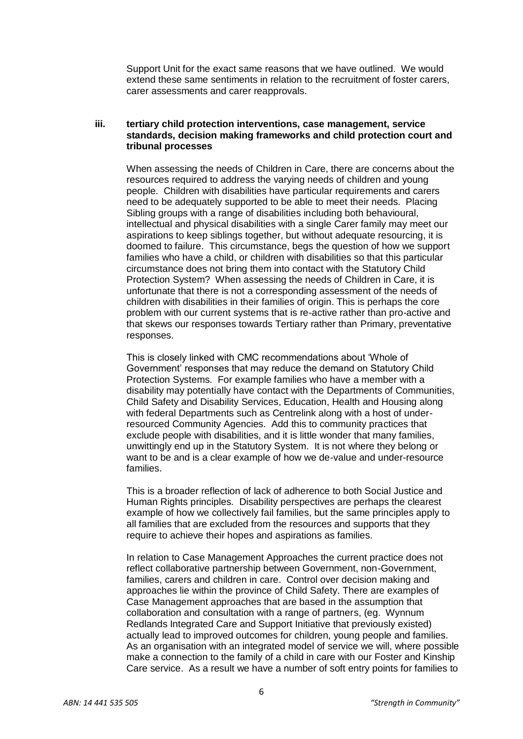Support Unit for the exact same reasons that we have outlined. We would extend these same sentiments in relation to the recruitment of foster carers, carer assessments and carer reapprovals.

**iii. tertiary child protection interventions, case management, service standards, decision making frameworks and child protection court and tribunal processes**

When assessing the needs of Children in Care, there are concerns about the resources required to address the varying needs of children and young people. Children with disabilities have particular requirements and carers need to be adequately supported to be able to meet their needs. Placing Sibling groups with a range of disabilities including both behavioural, intellectual and physical disabilities with a single Carer family may meet our aspirations to keep siblings together, but without adequate resourcing, it is doomed to failure. This circumstance, begs the question of how we support families who have a child, or children with disabilities so that this particular circumstance does not bring them into contact with the Statutory Child Protection System? When assessing the needs of Children in Care, it is unfortunate that there is not a corresponding assessment of the needs of children with disabilities in their families of origin. This is perhaps the core problem with our current systems that is re-active rather than pro-active and that skews our responses towards Tertiary rather than Primary, preventative responses.

This is closely linked with CMC recommendations about 'Whole of Government' responses that may reduce the demand on Statutory Child Protection Systems. For example families who have a member with a disability may potentially have contact with the Departments of Communities, Child Safety and Disability Services, Education, Health and Housing along with federal Departments such as Centrelink along with a host of under-resourced Community Agencies. Add this to community practices that exclude people with disabilities, and it is little wonder that many families, unwittingly end up in the Statutory System. It is not where they belong or want to be and is a clear example of how we de-value and under-resource families.

This is a broader reflection of lack of adherence to both Social Justice and Human Rights principles. Disability perspectives are perhaps the clearest example of how we collectively fail families, but the same principles apply to all families that are excluded from the resources and supports that they require to achieve their hopes and aspirations as families.

In relation to Case Management Approaches the current practice does not reflect collaborative partnership between Government, non-Government, families, carers and children in care. Control over decision making and approaches lie within the province of Child Safety. There are examples of Case Management approaches that are based in the assumption that collaboration and consultation with a range of partners, (eg. Wynnum Redlands Integrated Care and Support Initiative that previously existed) actually lead to improved outcomes for children, young people and families. As an organisation with an integrated model of service we will, where possible make a connection to the family of a child in care with our Foster and Kinship Care service. As a result we have a number of soft entry points for families to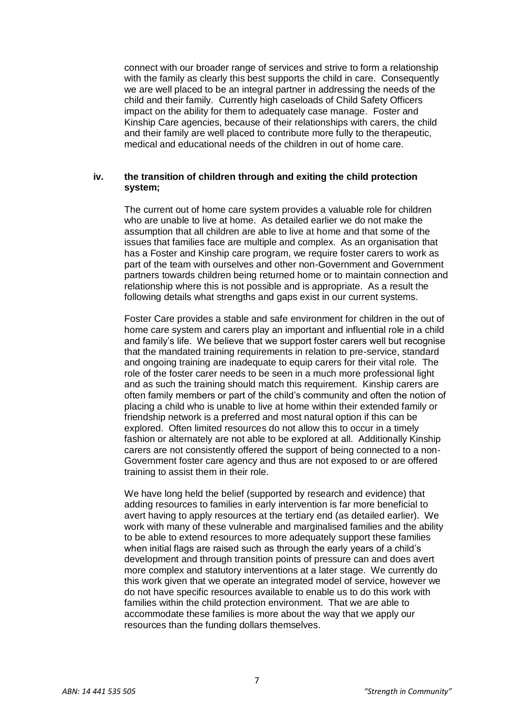connect with our broader range of services and strive to form a relationship with the family as clearly this best supports the child in care. Consequently we are well placed to be an integral partner in addressing the needs of the child and their family. Currently high caseloads of Child Safety Officers impact on the ability for them to adequately case manage. Foster and Kinship Care agencies, because of their relationships with carers, the child and their family are well placed to contribute more fully to the therapeutic, medical and educational needs of the children in out of home care.

**iv. the transition of children through and exiting the child protection system;**

The current out of home care system provides a valuable role for children who are unable to live at home. As detailed earlier we do not make the assumption that all children are able to live at home and that some of the issues that families face are multiple and complex. As an organisation that has a Foster and Kinship care program, we require foster carers to work as part of the team with ourselves and other non-Government and Government partners towards children being returned home or to maintain connection and relationship where this is not possible and is appropriate. As a result the following details what strengths and gaps exist in our current systems.

Foster Care provides a stable and safe environment for children in the out of home care system and carers play an important and influential role in a child and family's life. We believe that we support foster carers well but recognise that the mandated training requirements in relation to pre-service, standard and ongoing training are inadequate to equip carers for their vital role. The role of the foster carer needs to be seen in a much more professional light and as such the training should match this requirement. Kinship carers are often family members or part of the child's community and often the notion of placing a child who is unable to live at home within their extended family or friendship network is a preferred and most natural option if this can be explored. Often limited resources do not allow this to occur in a timely fashion or alternately are not able to be explored at all. Additionally Kinship carers are not consistently offered the support of being connected to a non-Government foster care agency and thus are not exposed to or are offered training to assist them in their role.

We have long held the belief (supported by research and evidence) that adding resources to families in early intervention is far more beneficial to avert having to apply resources at the tertiary end (as detailed earlier). We work with many of these vulnerable and marginalised families and the ability to be able to extend resources to more adequately support these families when initial flags are raised such as through the early years of a child's development and through transition points of pressure can and does avert more complex and statutory interventions at a later stage. We currently do this work given that we operate an integrated model of service, however we do not have specific resources available to enable us to do this work with families within the child protection environment. That we are able to accommodate these families is more about the way that we apply our resources than the funding dollars themselves.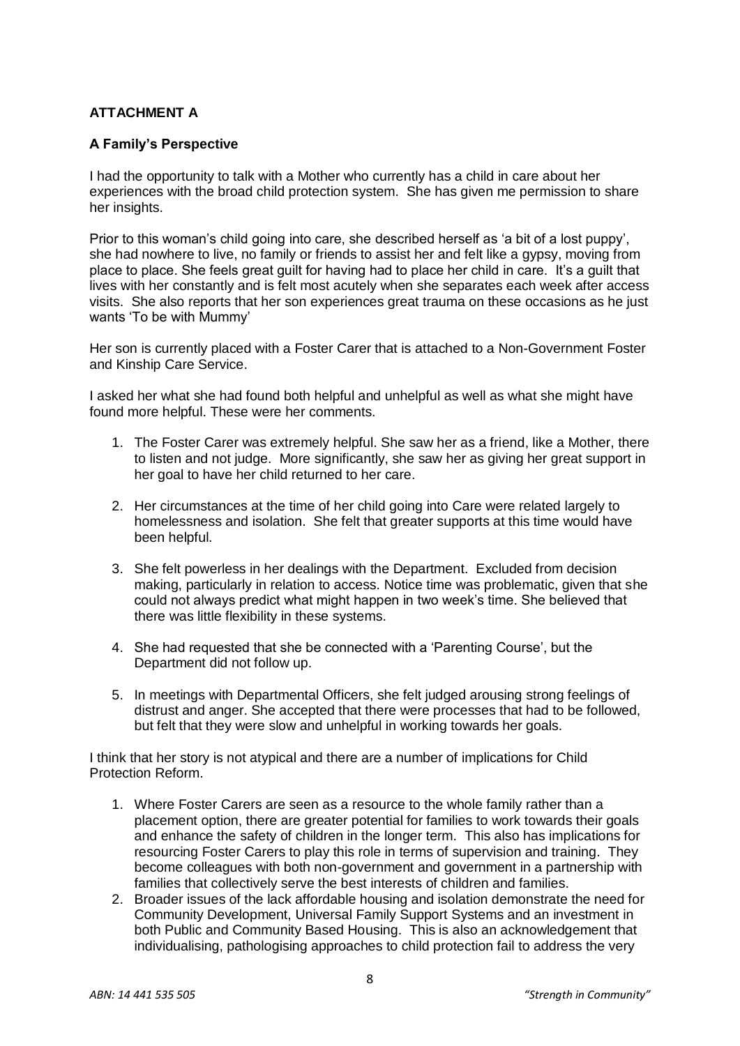**ATTACHMENT A**

**A Family's Perspective**

I had the opportunity to talk with a Mother who currently has a child in care about her experiences with the broad child protection system. She has given me permission to share her insights.

Prior to this woman's child going into care, she described herself as 'a bit of a lost puppy', she had nowhere to live, no family or friends to assist her and felt like a gypsy, moving from place to place. She feels great guilt for having had to place her child in care. It's a guilt that lives with her constantly and is felt most acutely when she separates each week after access visits. She also reports that her son experiences great trauma on these occasions as he just wants 'To be with Mummy'

Her son is currently placed with a Foster Carer that is attached to a Non-Government Foster and Kinship Care Service.

I asked her what she had found both helpful and unhelpful as well as what she might have found more helpful. These were her comments.

1. The Foster Carer was extremely helpful. She saw her as a friend, like a Mother, there to listen and not judge. More significantly, she saw her as giving her great support in her goal to have her child returned to her care.

2. Her circumstances at the time of her child going into Care were related largely to homelessness and isolation. She felt that greater supports at this time would have been helpful.

3. She felt powerless in her dealings with the Department. Excluded from decision making, particularly in relation to access. Notice time was problematic, given that she could not always predict what might happen in two week's time. She believed that there was little flexibility in these systems.

4. She had requested that she be connected with a 'Parenting Course', but the Department did not follow up.

5. In meetings with Departmental Officers, she felt judged arousing strong feelings of distrust and anger. She accepted that there were processes that had to be followed, but felt that they were slow and unhelpful in working towards her goals.

I think that her story is not atypical and there are a number of implications for Child Protection Reform.

1. Where Foster Carers are seen as a resource to the whole family rather than a placement option, there are greater potential for families to work towards their goals and enhance the safety of children in the longer term. This also has implications for resourcing Foster Carers to play this role in terms of supervision and training. They become colleagues with both non-government and government in a partnership with families that collectively serve the best interests of children and families.
2. Broader issues of the lack affordable housing and isolation demonstrate the need for Community Development, Universal Family Support Systems and an investment in both Public and Community Based Housing. This is also an acknowledgement that individualising, pathologising approaches to child protection fail to address the very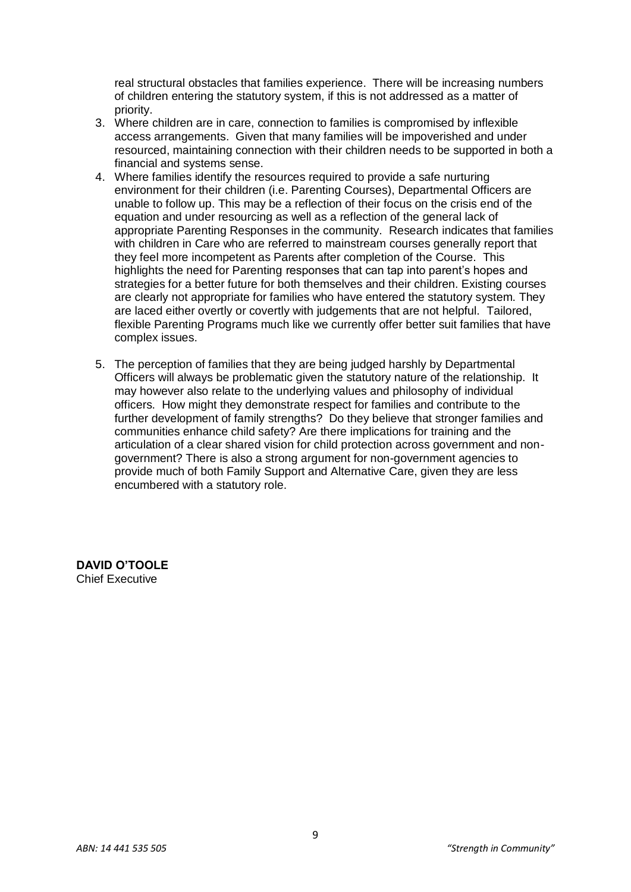real structural obstacles that families experience. There will be increasing numbers of children entering the statutory system, if this is not addressed as a matter of priority.

3. Where children are in care, connection to families is compromised by inflexible access arrangements. Given that many families will be impoverished and under resourced, maintaining connection with their children needs to be supported in both a financial and systems sense.
4. Where families identify the resources required to provide a safe nurturing environment for their children (i.e. Parenting Courses), Departmental Officers are unable to follow up. This may be a reflection of their focus on the crisis end of the equation and under resourcing as well as a reflection of the general lack of appropriate Parenting Responses in the community. Research indicates that families with children in Care who are referred to mainstream courses generally report that they feel more incompetent as Parents after completion of the Course. This highlights the need for Parenting responses that can tap into parent's hopes and strategies for a better future for both themselves and their children. Existing courses are clearly not appropriate for families who have entered the statutory system. They are laced either overtly or covertly with judgements that are not helpful. Tailored, flexible Parenting Programs much like we currently offer better suit families that have complex issues.
5. The perception of families that they are being judged harshly by Departmental Officers will always be problematic given the statutory nature of the relationship. It may however also relate to the underlying values and philosophy of individual officers. How might they demonstrate respect for families and contribute to the further development of family strengths? Do they believe that stronger families and communities enhance child safety? Are there implications for training and the articulation of a clear shared vision for child protection across government and non-government? There is also a strong argument for non-government agencies to provide much of both Family Support and Alternative Care, given they are less encumbered with a statutory role.

**DAVID O'TOOLE**
Chief Executive